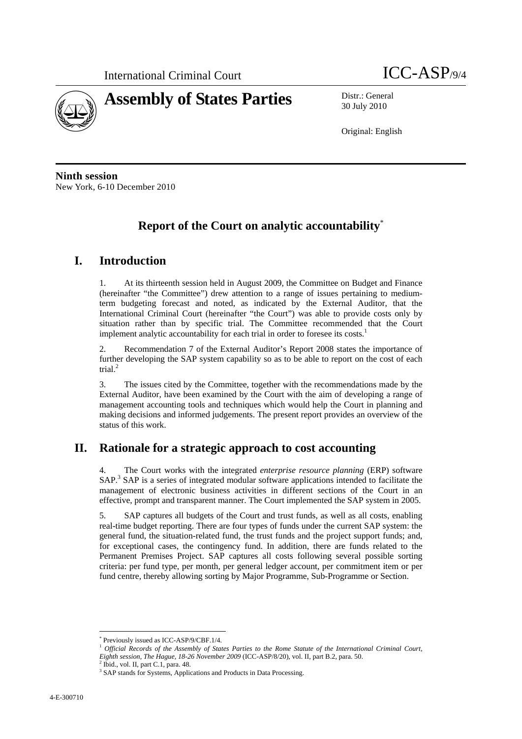International Criminal Court

ICC-ASP/9/4

# Assembly of States Parties

Distr.: General
30 July 2010

Original: English

**Ninth session**
New York, 6-10 December 2010

## Report of the Court on analytic accountability[*]

## I. Introduction

1. At its thirteenth session held in August 2009, the Committee on Budget and Finance (hereinafter "the Committee") drew attention to a range of issues pertaining to medium-term budgeting forecast and noted, as indicated by the External Auditor, that the International Criminal Court (hereinafter "the Court") was able to provide costs only by situation rather than by specific trial. The Committee recommended that the Court implement analytic accountability for each trial in order to foresee its costs.[1]

2. Recommendation 7 of the External Auditor's Report 2008 states the importance of further developing the SAP system capability so as to be able to report on the cost of each trial.[2]

3. The issues cited by the Committee, together with the recommendations made by the External Auditor, have been examined by the Court with the aim of developing a range of management accounting tools and techniques which would help the Court in planning and making decisions and informed judgements. The present report provides an overview of the status of this work.

## II. Rationale for a strategic approach to cost accounting

4. The Court works with the integrated *enterprise resource planning* (ERP) software SAP.[3] SAP is a series of integrated modular software applications intended to facilitate the management of electronic business activities in different sections of the Court in an effective, prompt and transparent manner. The Court implemented the SAP system in 2005.

5. SAP captures all budgets of the Court and trust funds, as well as all costs, enabling real-time budget reporting. There are four types of funds under the current SAP system: the general fund, the situation-related fund, the trust funds and the project support funds; and, for exceptional cases, the contingency fund. In addition, there are funds related to the Permanent Premises Project. SAP captures all costs following several possible sorting criteria: per fund type, per month, per general ledger account, per commitment item or per fund centre, thereby allowing sorting by Major Programme, Sub-Programme or Section.

---

[*] Previously issued as ICC-ASP/9/CBF.1/4.

[1] *Official Records of the Assembly of States Parties to the Rome Statute of the International Criminal Court, Eighth session, The Hague, 18-26 November 2009* (ICC-ASP/8/20), vol. II, part B.2, para. 50.

[2] Ibid., vol. II, part C.1, para. 48.

[3] SAP stands for Systems, Applications and Products in Data Processing.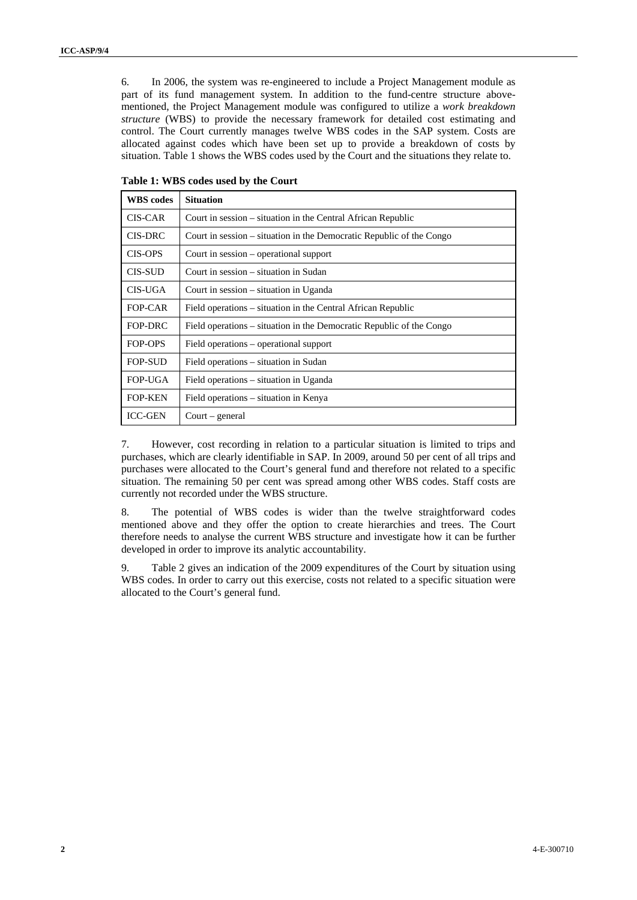6. In 2006, the system was re-engineered to include a Project Management module as part of its fund management system. In addition to the fund-centre structure above-mentioned, the Project Management module was configured to utilize a *work breakdown structure* (WBS) to provide the necessary framework for detailed cost estimating and control. The Court currently manages twelve WBS codes in the SAP system. Costs are allocated against codes which have been set up to provide a breakdown of costs by situation. Table 1 shows the WBS codes used by the Court and the situations they relate to.

**Table 1: WBS codes used by the Court**

| WBS codes | Situation |
|---|---|
| CIS-CAR | Court in session – situation in the Central African Republic |
| CIS-DRC | Court in session – situation in the Democratic Republic of the Congo |
| CIS-OPS | Court in session – operational support |
| CIS-SUD | Court in session – situation in Sudan |
| CIS-UGA | Court in session – situation in Uganda |
| FOP-CAR | Field operations – situation in the Central African Republic |
| FOP-DRC | Field operations – situation in the Democratic Republic of the Congo |
| FOP-OPS | Field operations – operational support |
| FOP-SUD | Field operations – situation in Sudan |
| FOP-UGA | Field operations – situation in Uganda |
| FOP-KEN | Field operations – situation in Kenya |
| ICC-GEN | Court – general |

7. However, cost recording in relation to a particular situation is limited to trips and purchases, which are clearly identifiable in SAP. In 2009, around 50 per cent of all trips and purchases were allocated to the Court's general fund and therefore not related to a specific situation. The remaining 50 per cent was spread among other WBS codes. Staff costs are currently not recorded under the WBS structure.

8. The potential of WBS codes is wider than the twelve straightforward codes mentioned above and they offer the option to create hierarchies and trees. The Court therefore needs to analyse the current WBS structure and investigate how it can be further developed in order to improve its analytic accountability.

9. Table 2 gives an indication of the 2009 expenditures of the Court by situation using WBS codes. In order to carry out this exercise, costs not related to a specific situation were allocated to the Court's general fund.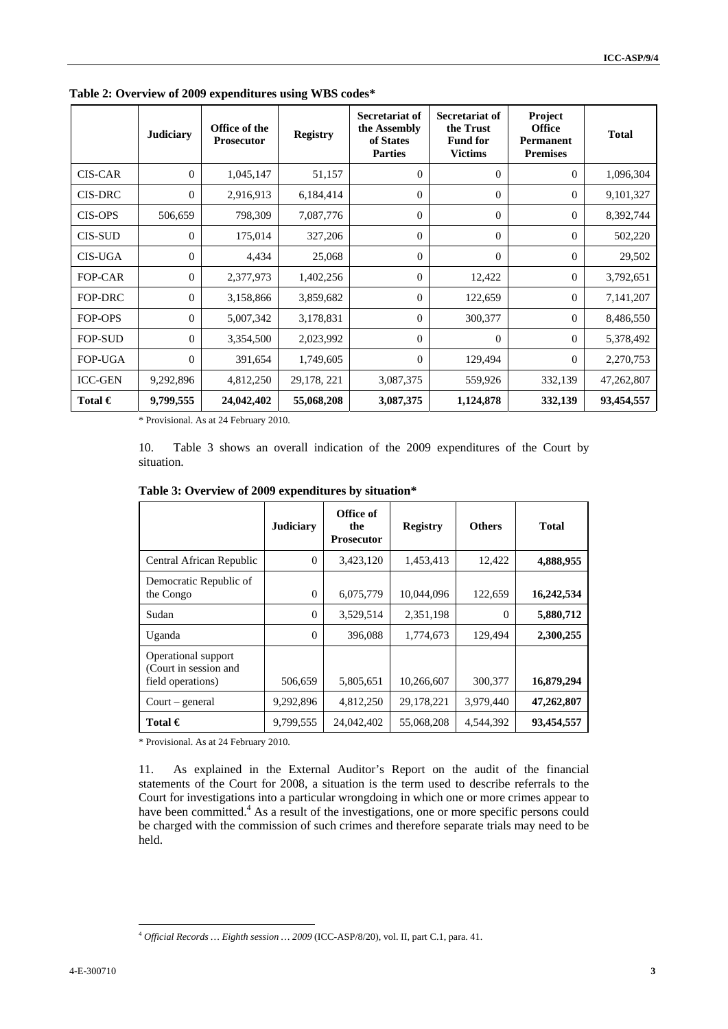**Table 2: Overview of 2009 expenditures using WBS codes***

| | Judiciary | Office of the Prosecutor | Registry | Secretariat of the Assembly of States Parties | Secretariat of the Trust Fund for Victims | Project Office Permanent Premises | Total |
|---|---|---|---|---|---|---|---|
| CIS-CAR | 0 | 1,045,147 | 51,157 | 0 | 0 | 0 | 1,096,304 |
| CIS-DRC | 0 | 2,916,913 | 6,184,414 | 0 | 0 | 0 | 9,101,327 |
| CIS-OPS | 506,659 | 798,309 | 7,087,776 | 0 | 0 | 0 | 8,392,744 |
| CIS-SUD | 0 | 175,014 | 327,206 | 0 | 0 | 0 | 502,220 |
| CIS-UGA | 0 | 4,434 | 25,068 | 0 | 0 | 0 | 29,502 |
| FOP-CAR | 0 | 2,377,973 | 1,402,256 | 0 | 12,422 | 0 | 3,792,651 |
| FOP-DRC | 0 | 3,158,866 | 3,859,682 | 0 | 122,659 | 0 | 7,141,207 |
| FOP-OPS | 0 | 5,007,342 | 3,178,831 | 0 | 300,377 | 0 | 8,486,550 |
| FOP-SUD | 0 | 3,354,500 | 2,023,992 | 0 | 0 | 0 | 5,378,492 |
| FOP-UGA | 0 | 391,654 | 1,749,605 | 0 | 129,494 | 0 | 2,270,753 |
| ICC-GEN | 9,292,896 | 4,812,250 | 29,178, 221 | 3,087,375 | 559,926 | 332,139 | 47,262,807 |
| **Total €** | **9,799,555** | **24,042,402** | **55,068,208** | **3,087,375** | **1,124,878** | **332,139** | **93,454,557** |

* Provisional. As at 24 February 2010.

10. Table 3 shows an overall indication of the 2009 expenditures of the Court by situation.

**Table 3: Overview of 2009 expenditures by situation***

| | Judiciary | Office of the Prosecutor | Registry | Others | Total |
|---|---|---|---|---|---|
| Central African Republic | 0 | 3,423,120 | 1,453,413 | 12,422 | **4,888,955** |
| Democratic Republic of the Congo | 0 | 6,075,779 | 10,044,096 | 122,659 | **16,242,534** |
| Sudan | 0 | 3,529,514 | 2,351,198 | 0 | **5,880,712** |
| Uganda | 0 | 396,088 | 1,774,673 | 129,494 | **2,300,255** |
| Operational support (Court in session and field operations) | 506,659 | 5,805,651 | 10,266,607 | 300,377 | **16,879,294** |
| Court – general | 9,292,896 | 4,812,250 | 29,178,221 | 3,979,440 | **47,262,807** |
| **Total €** | 9,799,555 | 24,042,402 | 55,068,208 | 4,544,392 | **93,454,557** |

* Provisional. As at 24 February 2010.

11. As explained in the External Auditor's Report on the audit of the financial statements of the Court for 2008, a situation is the term used to describe referrals to the Court for investigations into a particular wrongdoing in which one or more crimes appear to have been committed.[4] As a result of the investigations, one or more specific persons could be charged with the commission of such crimes and therefore separate trials may need to be held.

[4] *Official Records … Eighth session … 2009* (ICC-ASP/8/20), vol. II, part C.1, para. 41.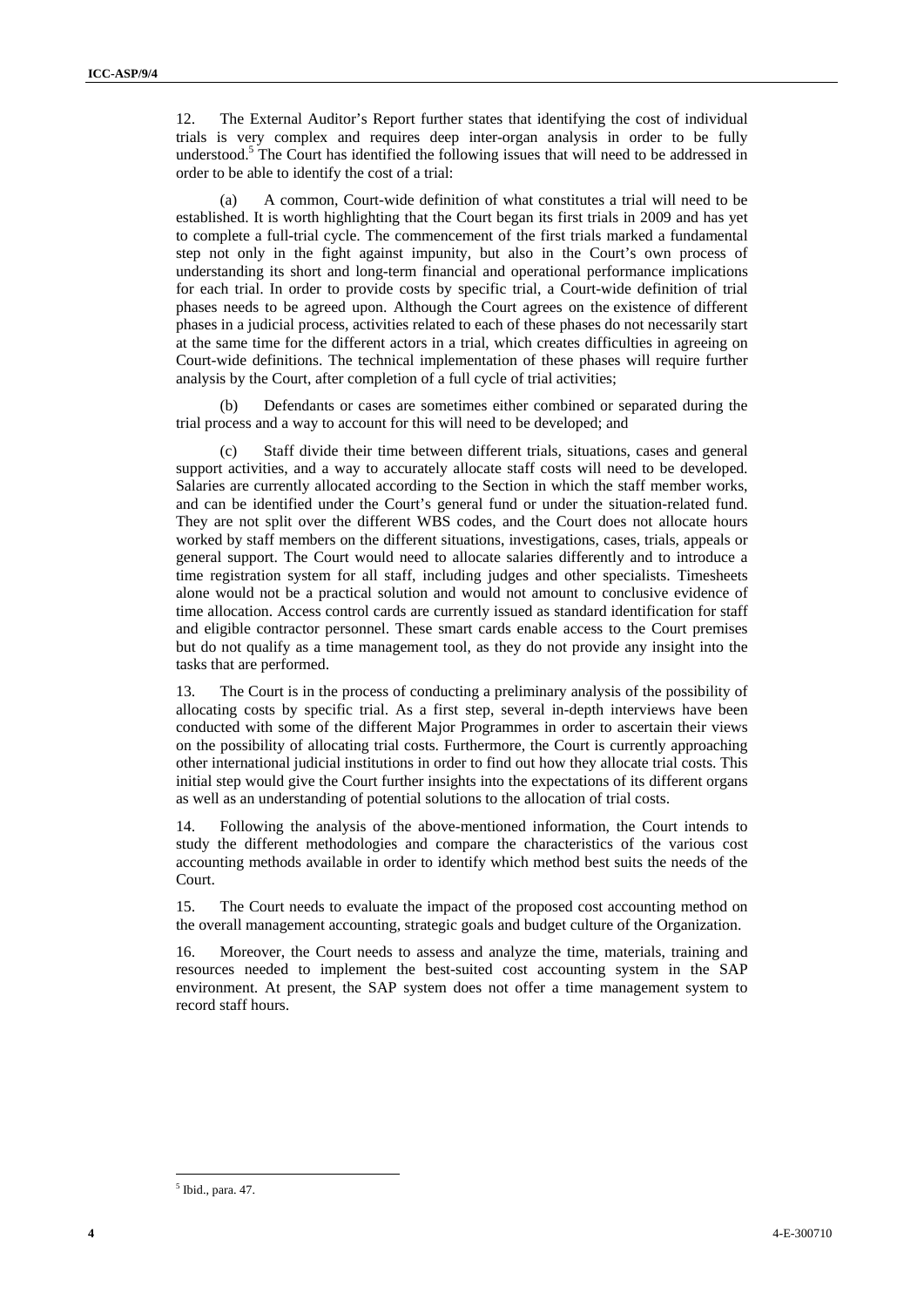12. The External Auditor's Report further states that identifying the cost of individual trials is very complex and requires deep inter-organ analysis in order to be fully understood.[5] The Court has identified the following issues that will need to be addressed in order to be able to identify the cost of a trial:

(a) A common, Court-wide definition of what constitutes a trial will need to be established. It is worth highlighting that the Court began its first trials in 2009 and has yet to complete a full-trial cycle. The commencement of the first trials marked a fundamental step not only in the fight against impunity, but also in the Court's own process of understanding its short and long-term financial and operational performance implications for each trial. In order to provide costs by specific trial, a Court-wide definition of trial phases needs to be agreed upon. Although the Court agrees on the existence of different phases in a judicial process, activities related to each of these phases do not necessarily start at the same time for the different actors in a trial, which creates difficulties in agreeing on Court-wide definitions. The technical implementation of these phases will require further analysis by the Court, after completion of a full cycle of trial activities;

(b) Defendants or cases are sometimes either combined or separated during the trial process and a way to account for this will need to be developed; and

(c) Staff divide their time between different trials, situations, cases and general support activities, and a way to accurately allocate staff costs will need to be developed. Salaries are currently allocated according to the Section in which the staff member works, and can be identified under the Court's general fund or under the situation-related fund. They are not split over the different WBS codes, and the Court does not allocate hours worked by staff members on the different situations, investigations, cases, trials, appeals or general support. The Court would need to allocate salaries differently and to introduce a time registration system for all staff, including judges and other specialists. Timesheets alone would not be a practical solution and would not amount to conclusive evidence of time allocation. Access control cards are currently issued as standard identification for staff and eligible contractor personnel. These smart cards enable access to the Court premises but do not qualify as a time management tool, as they do not provide any insight into the tasks that are performed.

13. The Court is in the process of conducting a preliminary analysis of the possibility of allocating costs by specific trial. As a first step, several in-depth interviews have been conducted with some of the different Major Programmes in order to ascertain their views on the possibility of allocating trial costs. Furthermore, the Court is currently approaching other international judicial institutions in order to find out how they allocate trial costs. This initial step would give the Court further insights into the expectations of its different organs as well as an understanding of potential solutions to the allocation of trial costs.

14. Following the analysis of the above-mentioned information, the Court intends to study the different methodologies and compare the characteristics of the various cost accounting methods available in order to identify which method best suits the needs of the Court.

15. The Court needs to evaluate the impact of the proposed cost accounting method on the overall management accounting, strategic goals and budget culture of the Organization.

16. Moreover, the Court needs to assess and analyze the time, materials, training and resources needed to implement the best-suited cost accounting system in the SAP environment. At present, the SAP system does not offer a time management system to record staff hours.

[5] Ibid., para. 47.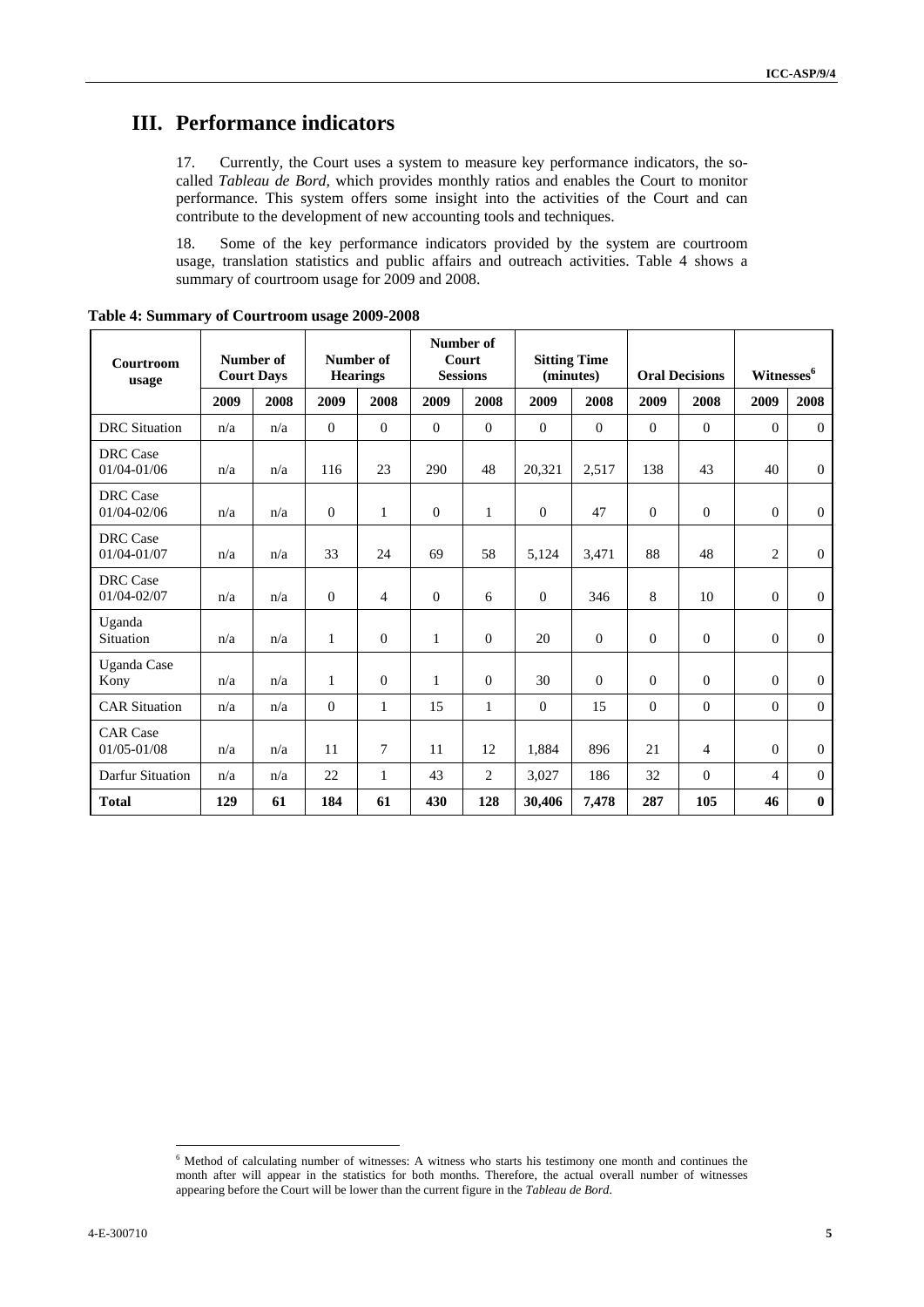# III. Performance indicators

17. Currently, the Court uses a system to measure key performance indicators, the so-called *Tableau de Bord,* which provides monthly ratios and enables the Court to monitor performance. This system offers some insight into the activities of the Court and can contribute to the development of new accounting tools and techniques.

18. Some of the key performance indicators provided by the system are courtroom usage, translation statistics and public affairs and outreach activities. Table 4 shows a summary of courtroom usage for 2009 and 2008.

**Table 4: Summary of Courtroom usage 2009-2008**

| Courtroom usage | Number of Court Days | | Number of Hearings | | Number of Court Sessions | | Sitting Time (minutes) | | Oral Decisions | | Witnesses[6] | |
|---|---|---|---|---|---|---|---|---|---|---|---|---|
| | 2009 | 2008 | 2009 | 2008 | 2009 | 2008 | 2009 | 2008 | 2009 | 2008 | 2009 | 2008 |
| DRC Situation | n/a | n/a | 0 | 0 | 0 | 0 | 0 | 0 | 0 | 0 | 0 | 0 |
| DRC Case 01/04-01/06 | n/a | n/a | 116 | 23 | 290 | 48 | 20,321 | 2,517 | 138 | 43 | 40 | 0 |
| DRC Case 01/04-02/06 | n/a | n/a | 0 | 1 | 0 | 1 | 0 | 47 | 0 | 0 | 0 | 0 |
| DRC Case 01/04-01/07 | n/a | n/a | 33 | 24 | 69 | 58 | 5,124 | 3,471 | 88 | 48 | 2 | 0 |
| DRC Case 01/04-02/07 | n/a | n/a | 0 | 4 | 0 | 6 | 0 | 346 | 8 | 10 | 0 | 0 |
| Uganda Situation | n/a | n/a | 1 | 0 | 1 | 0 | 20 | 0 | 0 | 0 | 0 | 0 |
| Uganda Case Kony | n/a | n/a | 1 | 0 | 1 | 0 | 30 | 0 | 0 | 0 | 0 | 0 |
| CAR Situation | n/a | n/a | 0 | 1 | 15 | 1 | 0 | 15 | 0 | 0 | 0 | 0 |
| CAR Case 01/05-01/08 | n/a | n/a | 11 | 7 | 11 | 12 | 1,884 | 896 | 21 | 4 | 0 | 0 |
| Darfur Situation | n/a | n/a | 22 | 1 | 43 | 2 | 3,027 | 186 | 32 | 0 | 4 | 0 |
| **Total** | **129** | **61** | **184** | **61** | **430** | **128** | **30,406** | **7,478** | **287** | **105** | **46** | **0** |

[6] Method of calculating number of witnesses: A witness who starts his testimony one month and continues the month after will appear in the statistics for both months. Therefore, the actual overall number of witnesses appearing before the Court will be lower than the current figure in the *Tableau de Bord*.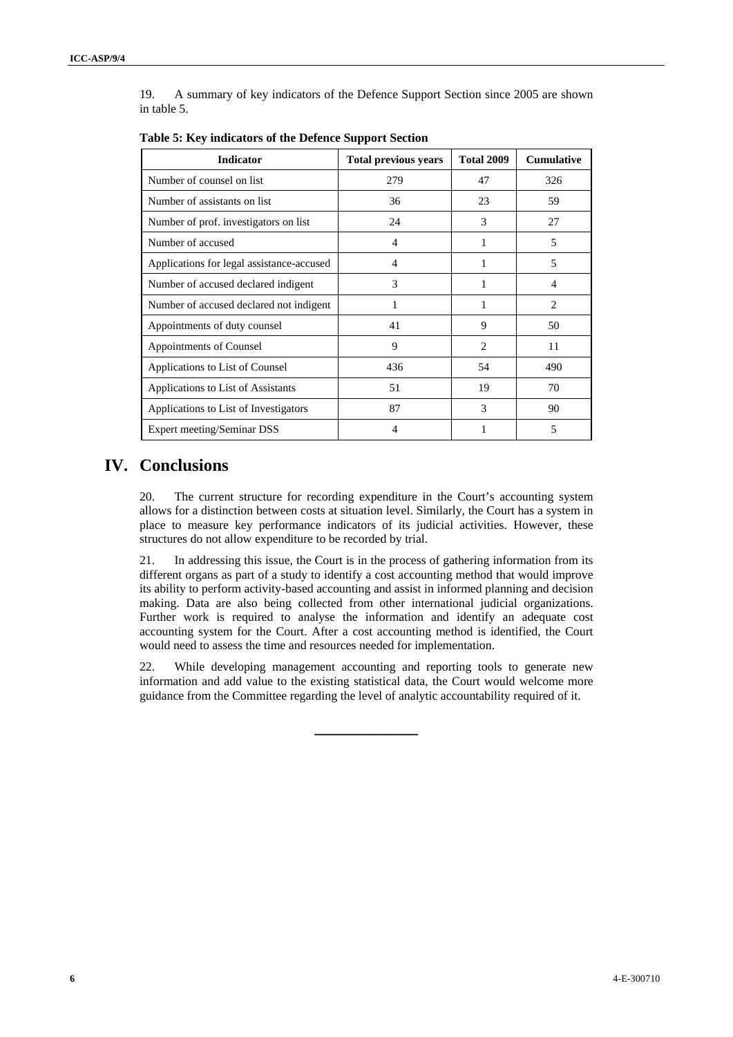19. A summary of key indicators of the Defence Support Section since 2005 are shown in table 5.

**Table 5: Key indicators of the Defence Support Section**

| Indicator | Total previous years | Total 2009 | Cumulative |
|---|---|---|---|
| Number of counsel on list | 279 | 47 | 326 |
| Number of assistants on list | 36 | 23 | 59 |
| Number of prof. investigators on list | 24 | 3 | 27 |
| Number of accused | 4 | 1 | 5 |
| Applications for legal assistance-accused | 4 | 1 | 5 |
| Number of accused declared indigent | 3 | 1 | 4 |
| Number of accused declared not indigent | 1 | 1 | 2 |
| Appointments of duty counsel | 41 | 9 | 50 |
| Appointments of Counsel | 9 | 2 | 11 |
| Applications to List of Counsel | 436 | 54 | 490 |
| Applications to List of Assistants | 51 | 19 | 70 |
| Applications to List of Investigators | 87 | 3 | 90 |
| Expert meeting/Seminar DSS | 4 | 1 | 5 |

# IV. Conclusions

20. The current structure for recording expenditure in the Court's accounting system allows for a distinction between costs at situation level. Similarly, the Court has a system in place to measure key performance indicators of its judicial activities. However, these structures do not allow expenditure to be recorded by trial.

21. In addressing this issue, the Court is in the process of gathering information from its different organs as part of a study to identify a cost accounting method that would improve its ability to perform activity-based accounting and assist in informed planning and decision making. Data are also being collected from other international judicial organizations. Further work is required to analyse the information and identify an adequate cost accounting system for the Court. After a cost accounting method is identified, the Court would need to assess the time and resources needed for implementation.

22. While developing management accounting and reporting tools to generate new information and add value to the existing statistical data, the Court would welcome more guidance from the Committee regarding the level of analytic accountability required of it.